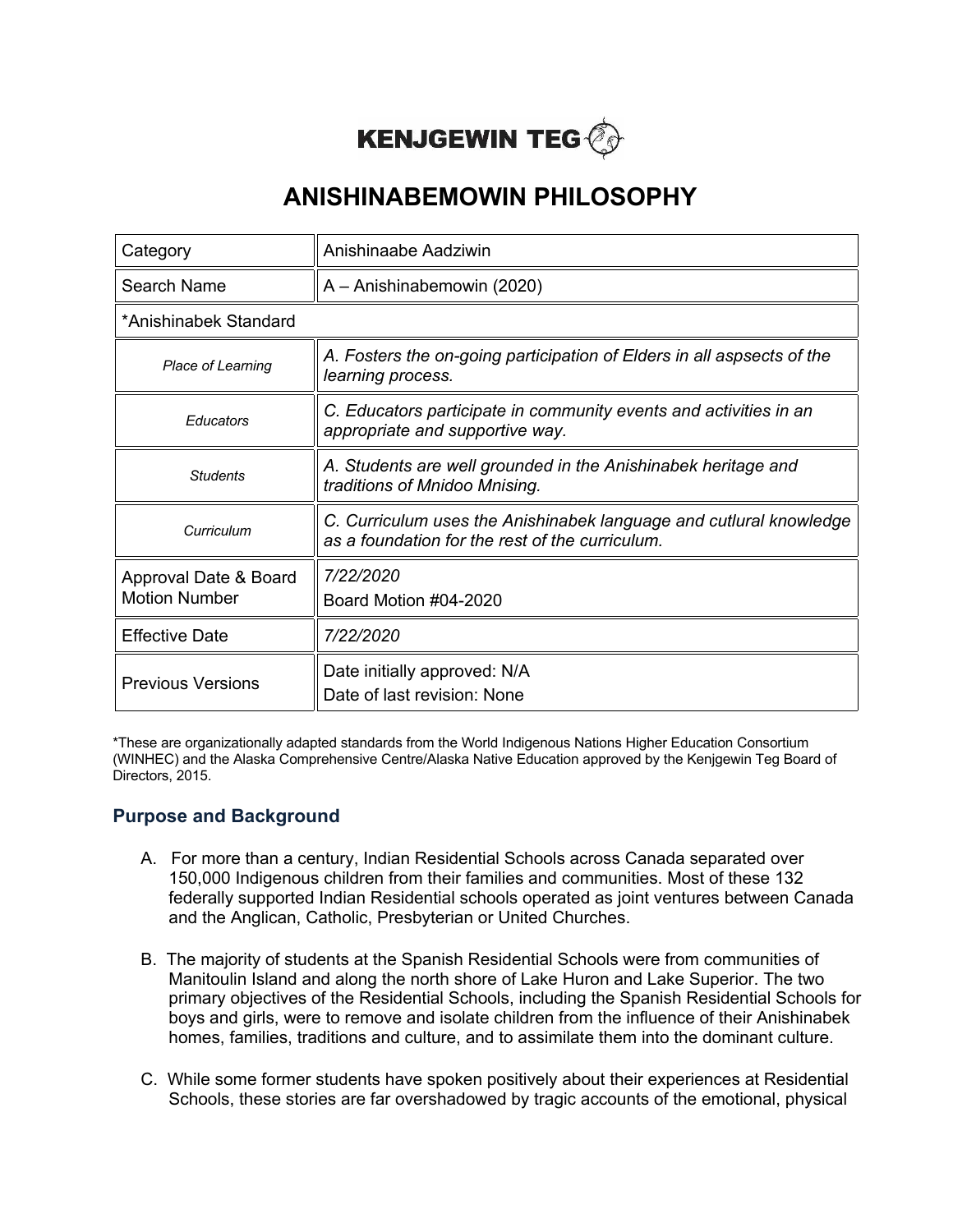# KENJGEWIN TEG

# ANISHINABEMOWIN PHILOSOPHY

| Category | Anishinaabe Aadziwin |
|---|---|
| Search Name | A – Anishinabemowin (2020) |
| *Anishinabek Standard | |
| *Place of Learning* | *A. Fosters the on-going participation of Elders in all aspsects of the learning process.* |
| *Educators* | *C. Educators participate in community events and activities in an appropriate and supportive way.* |
| *Students* | *A. Students are well grounded in the Anishinabek heritage and traditions of Mnidoo Mnising.* |
| *Curriculum* | *C. Curriculum uses the Anishinabek language and cutlural knowledge as a foundation for the rest of the curriculum.* |
| Approval Date & Board Motion Number | *7/22/2020*<br>Board Motion #04-2020 |
| Effective Date | *7/22/2020* |
| Previous Versions | Date initially approved: N/A<br>Date of last revision: None |

*These are organizationally adapted standards from the World Indigenous Nations Higher Education Consortium (WINHEC) and the Alaska Comprehensive Centre/Alaska Native Education approved by the Kenjgewin Teg Board of Directors, 2015.

## Purpose and Background

A. For more than a century, Indian Residential Schools across Canada separated over 150,000 Indigenous children from their families and communities. Most of these 132 federally supported Indian Residential schools operated as joint ventures between Canada and the Anglican, Catholic, Presbyterian or United Churches.

B. The majority of students at the Spanish Residential Schools were from communities of Manitoulin Island and along the north shore of Lake Huron and Lake Superior. The two primary objectives of the Residential Schools, including the Spanish Residential Schools for boys and girls, were to remove and isolate children from the influence of their Anishinabek homes, families, traditions and culture, and to assimilate them into the dominant culture.

C. While some former students have spoken positively about their experiences at Residential Schools, these stories are far overshadowed by tragic accounts of the emotional, physical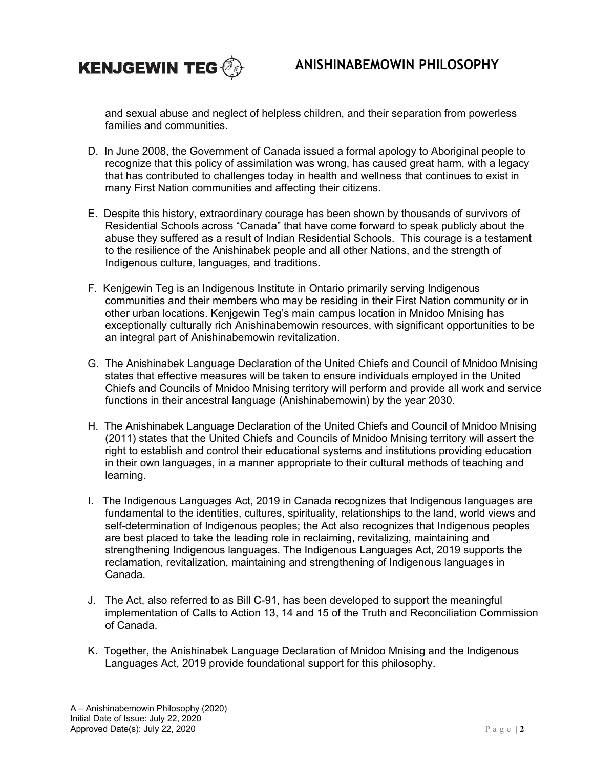and sexual abuse and neglect of helpless children, and their separation from powerless families and communities.

D. In June 2008, the Government of Canada issued a formal apology to Aboriginal people to recognize that this policy of assimilation was wrong, has caused great harm, with a legacy that has contributed to challenges today in health and wellness that continues to exist in many First Nation communities and affecting their citizens.

E. Despite this history, extraordinary courage has been shown by thousands of survivors of Residential Schools across "Canada" that have come forward to speak publicly about the abuse they suffered as a result of Indian Residential Schools. This courage is a testament to the resilience of the Anishinabek people and all other Nations, and the strength of Indigenous culture, languages, and traditions.

F. Kenjgewin Teg is an Indigenous Institute in Ontario primarily serving Indigenous communities and their members who may be residing in their First Nation community or in other urban locations. Kenjgewin Teg's main campus location in Mnidoo Mnising has exceptionally culturally rich Anishinabemowin resources, with significant opportunities to be an integral part of Anishinabemowin revitalization.

G. The Anishinabek Language Declaration of the United Chiefs and Council of Mnidoo Mnising states that effective measures will be taken to ensure individuals employed in the United Chiefs and Councils of Mnidoo Mnising territory will perform and provide all work and service functions in their ancestral language (Anishinabemowin) by the year 2030.

H. The Anishinabek Language Declaration of the United Chiefs and Council of Mnidoo Mnising (2011) states that the United Chiefs and Councils of Mnidoo Mnising territory will assert the right to establish and control their educational systems and institutions providing education in their own languages, in a manner appropriate to their cultural methods of teaching and learning.

I. The Indigenous Languages Act, 2019 in Canada recognizes that Indigenous languages are fundamental to the identities, cultures, spirituality, relationships to the land, world views and self-determination of Indigenous peoples; the Act also recognizes that Indigenous peoples are best placed to take the leading role in reclaiming, revitalizing, maintaining and strengthening Indigenous languages. The Indigenous Languages Act, 2019 supports the reclamation, revitalization, maintaining and strengthening of Indigenous languages in Canada.

J. The Act, also referred to as Bill C-91, has been developed to support the meaningful implementation of Calls to Action 13, 14 and 15 of the Truth and Reconciliation Commission of Canada.

K. Together, the Anishinabek Language Declaration of Mnidoo Mnising and the Indigenous Languages Act, 2019 provide foundational support for this philosophy.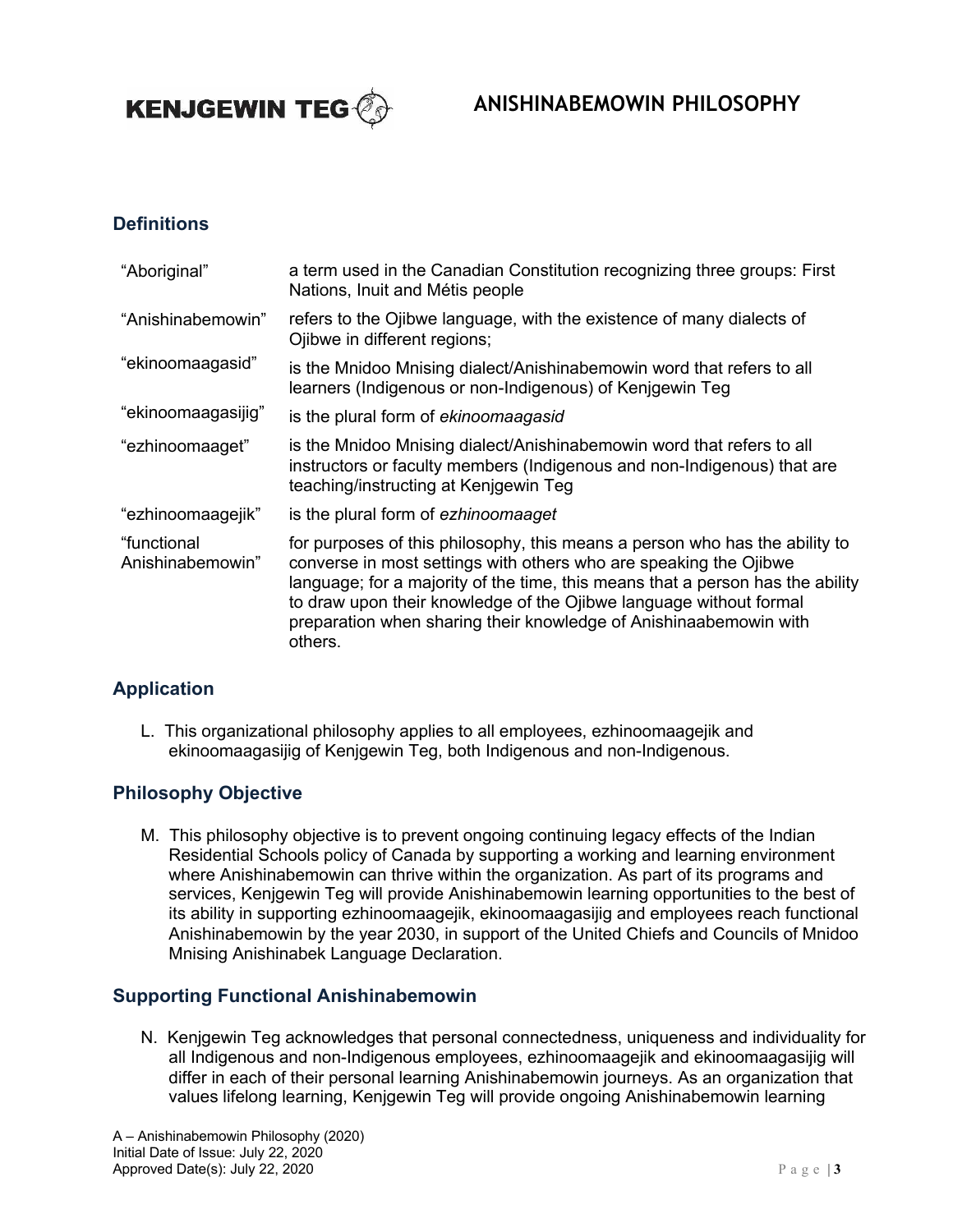## Definitions

| | |
|---|---|
| "Aboriginal" | a term used in the Canadian Constitution recognizing three groups: First Nations, Inuit and Métis people |
| "Anishinabemowin" | refers to the Ojibwe language, with the existence of many dialects of Ojibwe in different regions; |
| "ekinoomaagasid" | is the Mnidoo Mnising dialect/Anishinabemowin word that refers to all learners (Indigenous or non-Indigenous) of Kenjgewin Teg |
| "ekinoomaagasijig" | is the plural form of *ekinoomaagasid* |
| "ezhinoomaaget" | is the Mnidoo Mnising dialect/Anishinabemowin word that refers to all instructors or faculty members (Indigenous and non-Indigenous) that are teaching/instructing at Kenjgewin Teg |
| "ezhinoomaagejik" | is the plural form of *ezhinoomaaget* |
| "functional Anishinabemowin" | for purposes of this philosophy, this means a person who has the ability to converse in most settings with others who are speaking the Ojibwe language; for a majority of the time, this means that a person has the ability to draw upon their knowledge of the Ojibwe language without formal preparation when sharing their knowledge of Anishinaabemowin with others. |

## Application

L. This organizational philosophy applies to all employees, ezhinoomaagejik and ekinoomaagasijig of Kenjgewin Teg, both Indigenous and non-Indigenous.

## Philosophy Objective

M. This philosophy objective is to prevent ongoing continuing legacy effects of the Indian Residential Schools policy of Canada by supporting a working and learning environment where Anishinabemowin can thrive within the organization. As part of its programs and services, Kenjgewin Teg will provide Anishinabemowin learning opportunities to the best of its ability in supporting ezhinoomaagejik, ekinoomaagasijig and employees reach functional Anishinabemowin by the year 2030, in support of the United Chiefs and Councils of Mnidoo Mnising Anishinabek Language Declaration.

## Supporting Functional Anishinabemowin

N. Kenjgewin Teg acknowledges that personal connectedness, uniqueness and individuality for all Indigenous and non-Indigenous employees, ezhinoomaagejik and ekinoomaagasijig will differ in each of their personal learning Anishinabemowin journeys. As an organization that values lifelong learning, Kenjgewin Teg will provide ongoing Anishinabemowin learning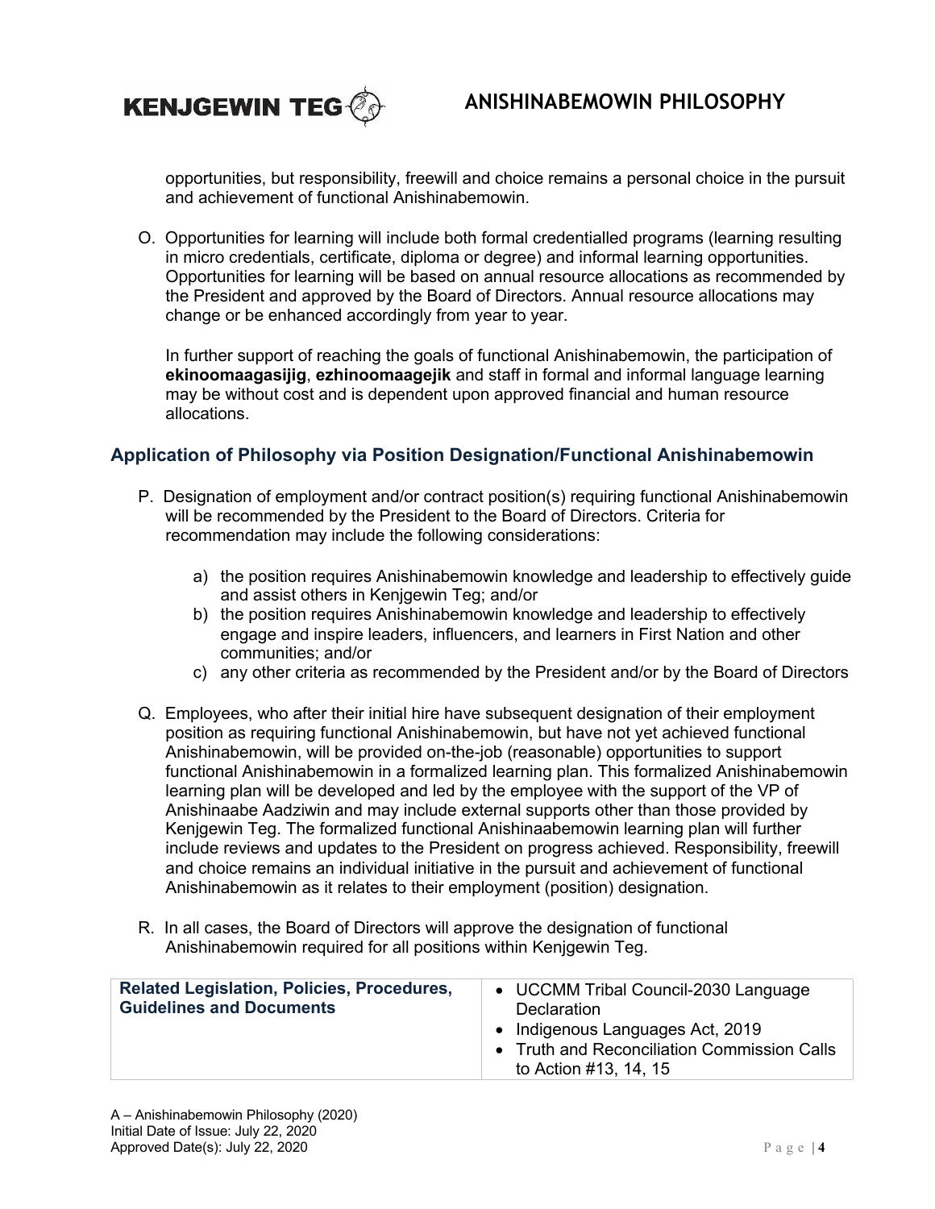opportunities, but responsibility, freewill and choice remains a personal choice in the pursuit and achievement of functional Anishinabemowin.

O. Opportunities for learning will include both formal credentialled programs (learning resulting in micro credentials, certificate, diploma or degree) and informal learning opportunities. Opportunities for learning will be based on annual resource allocations as recommended by the President and approved by the Board of Directors. Annual resource allocations may change or be enhanced accordingly from year to year.

   In further support of reaching the goals of functional Anishinabemowin, the participation of **ekinoomaagasijig**, **ezhinoomaagejik** and staff in formal and informal language learning may be without cost and is dependent upon approved financial and human resource allocations.

## Application of Philosophy via Position Designation/Functional Anishinabemowin

P. Designation of employment and/or contract position(s) requiring functional Anishinabemowin will be recommended by the President to the Board of Directors. Criteria for recommendation may include the following considerations:

   a) the position requires Anishinabemowin knowledge and leadership to effectively guide and assist others in Kenjgewin Teg; and/or
   b) the position requires Anishinabemowin knowledge and leadership to effectively engage and inspire leaders, influencers, and learners in First Nation and other communities; and/or
   c) any other criteria as recommended by the President and/or by the Board of Directors

Q. Employees, who after their initial hire have subsequent designation of their employment position as requiring functional Anishinabemowin, but have not yet achieved functional Anishinabemowin, will be provided on-the-job (reasonable) opportunities to support functional Anishinabemowin in a formalized learning plan. This formalized Anishinabemowin learning plan will be developed and led by the employee with the support of the VP of Anishinaabe Aadziwin and may include external supports other than those provided by Kenjgewin Teg. The formalized functional Anishinaabemowin learning plan will further include reviews and updates to the President on progress achieved. Responsibility, freewill and choice remains an individual initiative in the pursuit and achievement of functional Anishinabemowin as it relates to their employment (position) designation.

R. In all cases, the Board of Directors will approve the designation of functional Anishinabemowin required for all positions within Kenjgewin Teg.

| **Related Legislation, Policies, Procedures, Guidelines and Documents** | • UCCMM Tribal Council-2030 Language Declaration<br>• Indigenous Languages Act, 2019<br>• Truth and Reconciliation Commission Calls to Action #13, 14, 15 |
|---|---|

A – Anishinabemowin Philosophy (2020)
Initial Date of Issue: July 22, 2020
Approved Date(s): July 22, 2020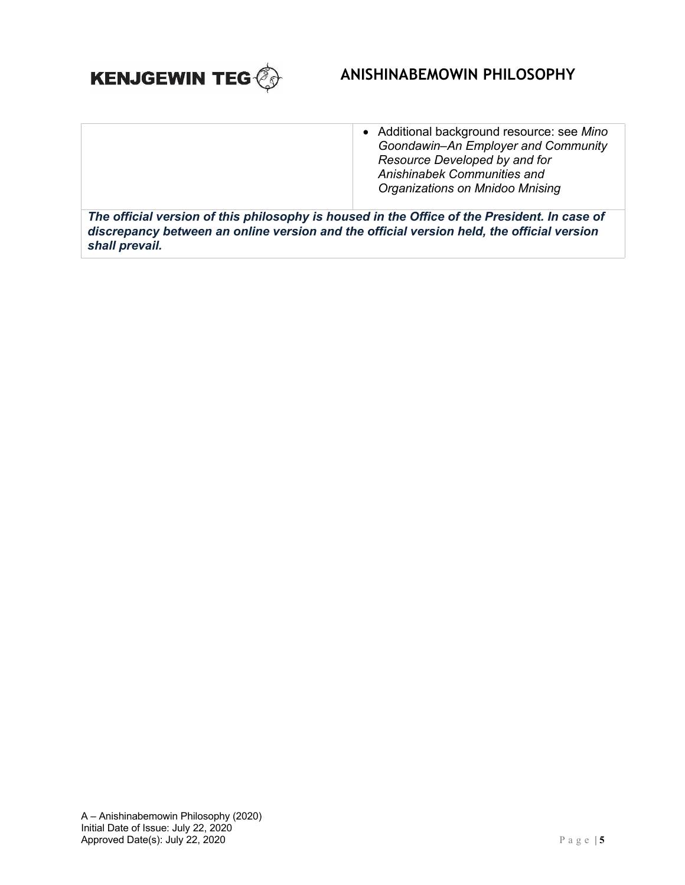| | |
|---|---|
| | • Additional background resource: see *Mino Goondawin–An Employer and Community Resource Developed by and for Anishinabek Communities and Organizations on Mnidoo Mnising* |

***The official version of this philosophy is housed in the Office of the President. In case of discrepancy between an online version and the official version held, the official version shall prevail.***